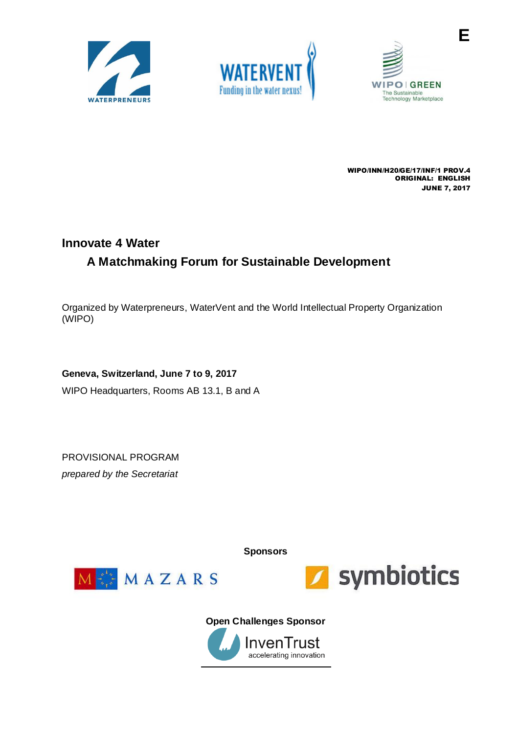E

WIPO/INN/H20/GE/17/INF/1 PROV.4
ORIGINAL: ENGLISH
JUNE 7, 2017

# Innovate 4 Water

## A Matchmaking Forum for Sustainable Development

Organized by Waterpreneurs, WaterVent and the World Intellectual Property Organization (WIPO)

**Geneva, Switzerland, June 7 to 9, 2017**

WIPO Headquarters, Rooms AB 13.1, B and A

PROVISIONAL PROGRAM

*prepared by the Secretariat*

**Sponsors**

**Open Challenges Sponsor**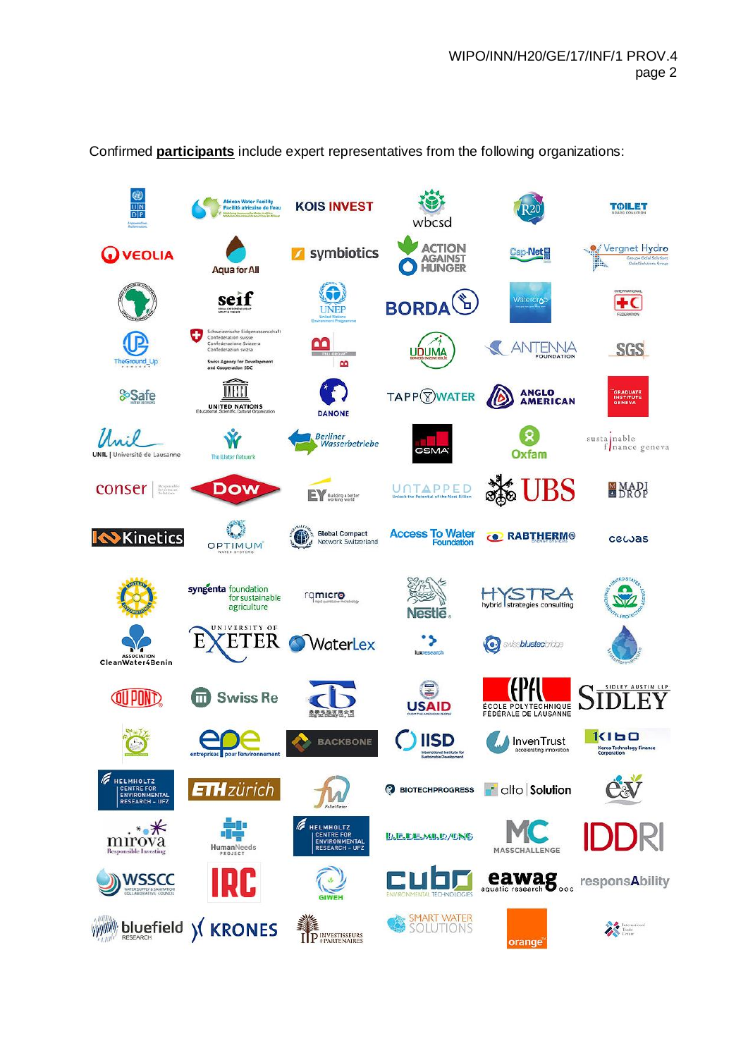Confirmed **participants** include expert representatives from the following organizations: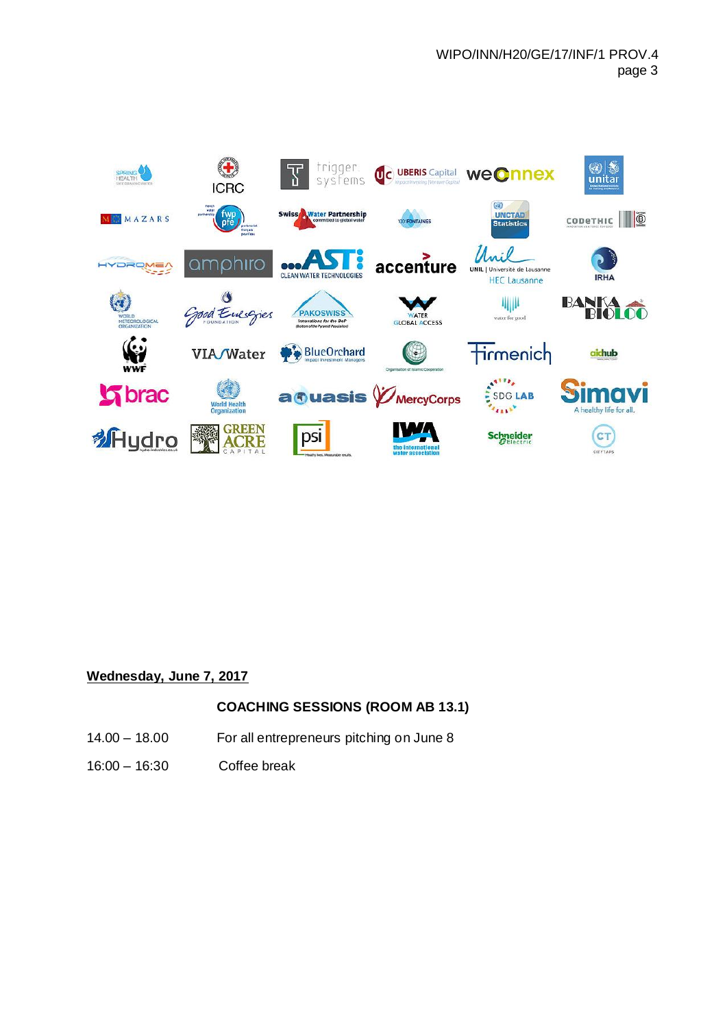**Wednesday, June 7, 2017**

**COACHING SESSIONS (ROOM AB 13.1)**

14.00 – 18.00 For all entrepreneurs pitching on June 8

16:00 – 16:30 Coffee break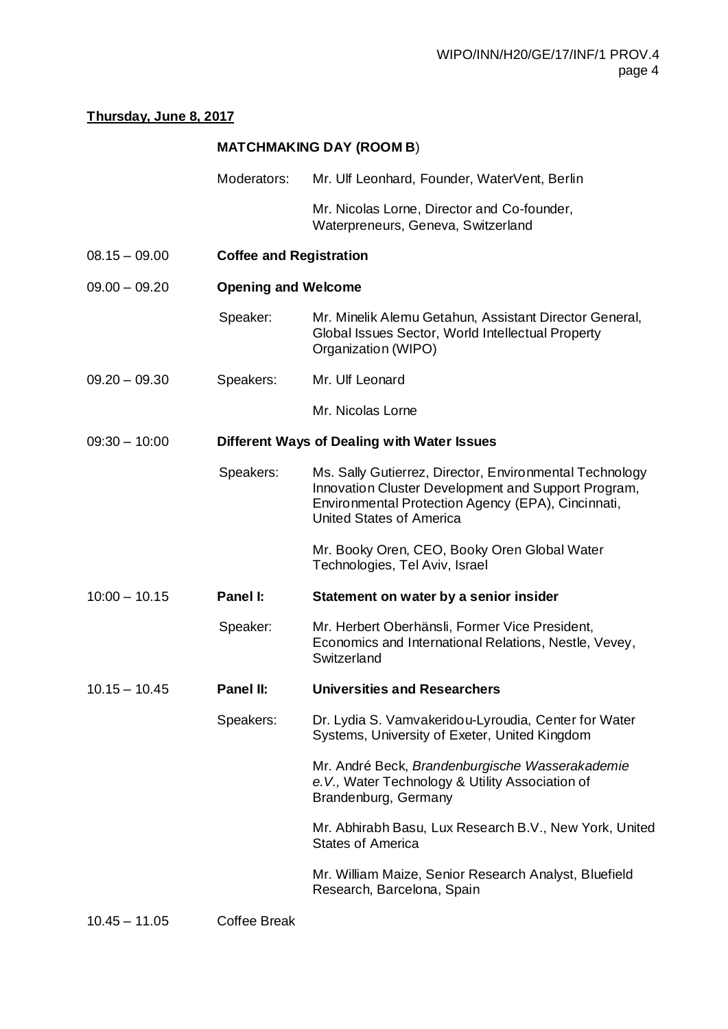**Thursday, June 8, 2017**

**MATCHMAKING DAY (ROOM B)**

| | | |
|---|---|---|
| | Moderators: | Mr. Ulf Leonhard, Founder, WaterVent, Berlin |
| | | Mr. Nicolas Lorne, Director and Co-founder, Waterpreneurs, Geneva, Switzerland |
| 08.15 – 09.00 | **Coffee and Registration** | |
| 09.00 – 09.20 | **Opening and Welcome** | |
| | Speaker: | Mr. Minelik Alemu Getahun, Assistant Director General, Global Issues Sector, World Intellectual Property Organization (WIPO) |
| 09.20 – 09.30 | Speakers: | Mr. Ulf Leonard |
| | | Mr. Nicolas Lorne |
| 09:30 – 10:00 | **Different Ways of Dealing with Water Issues** | |
| | Speakers: | Ms. Sally Gutierrez, Director, Environmental Technology Innovation Cluster Development and Support Program, Environmental Protection Agency (EPA), Cincinnati, United States of America |
| | | Mr. Booky Oren, CEO, Booky Oren Global Water Technologies, Tel Aviv, Israel |
| 10:00 – 10.15 | **Panel I:** | **Statement on water by a senior insider** |
| | Speaker: | Mr. Herbert Oberhänsli, Former Vice President, Economics and International Relations, Nestle, Vevey, Switzerland |
| 10.15 – 10.45 | **Panel II:** | **Universities and Researchers** |
| | Speakers: | Dr. Lydia S. Vamvakeridou-Lyroudia, Center for Water Systems, University of Exeter, United Kingdom |
| | | Mr. André Beck, *Brandenburgische Wasserakademie e.V.,* Water Technology & Utility Association of Brandenburg, Germany |
| | | Mr. Abhirabh Basu, Lux Research B.V., New York, United States of America |
| | | Mr. William Maize, Senior Research Analyst, Bluefield Research, Barcelona, Spain |
| 10.45 – 11.05 | Coffee Break | |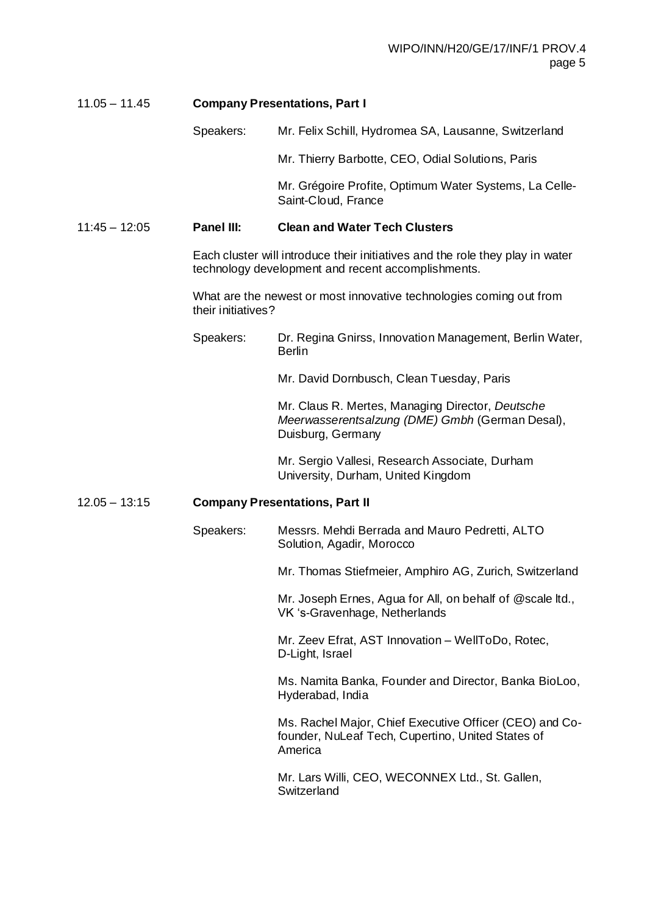11.05 – 11.45 **Company Presentations, Part I**

Speakers: Mr. Felix Schill, Hydromea SA, Lausanne, Switzerland

Mr. Thierry Barbotte, CEO, Odial Solutions, Paris

Mr. Grégoire Profite, Optimum Water Systems, La Celle-Saint-Cloud, France

11:45 – 12:05 **Panel III: Clean and Water Tech Clusters**

Each cluster will introduce their initiatives and the role they play in water technology development and recent accomplishments.

What are the newest or most innovative technologies coming out from their initiatives?

Speakers: Dr. Regina Gnirss, Innovation Management, Berlin Water, Berlin

Mr. David Dornbusch, Clean Tuesday, Paris

Mr. Claus R. Mertes, Managing Director, *Deutsche Meerwasserentsalzung (DME) Gmbh* (German Desal), Duisburg, Germany

Mr. Sergio Vallesi, Research Associate, Durham University, Durham, United Kingdom

12.05 – 13:15 **Company Presentations, Part II**

Speakers: Messrs. Mehdi Berrada and Mauro Pedretti, ALTO Solution, Agadir, Morocco

Mr. Thomas Stiefmeier, Amphiro AG, Zurich, Switzerland

Mr. Joseph Ernes, Agua for All, on behalf of @scale ltd., VK 's-Gravenhage, Netherlands

Mr. Zeev Efrat, AST Innovation – WellToDo, Rotec, D-Light, Israel

Ms. Namita Banka, Founder and Director, Banka BioLoo, Hyderabad, India

Ms. Rachel Major, Chief Executive Officer (CEO) and Co-founder, NuLeaf Tech, Cupertino, United States of America

Mr. Lars Willi, CEO, WECONNEX Ltd., St. Gallen, Switzerland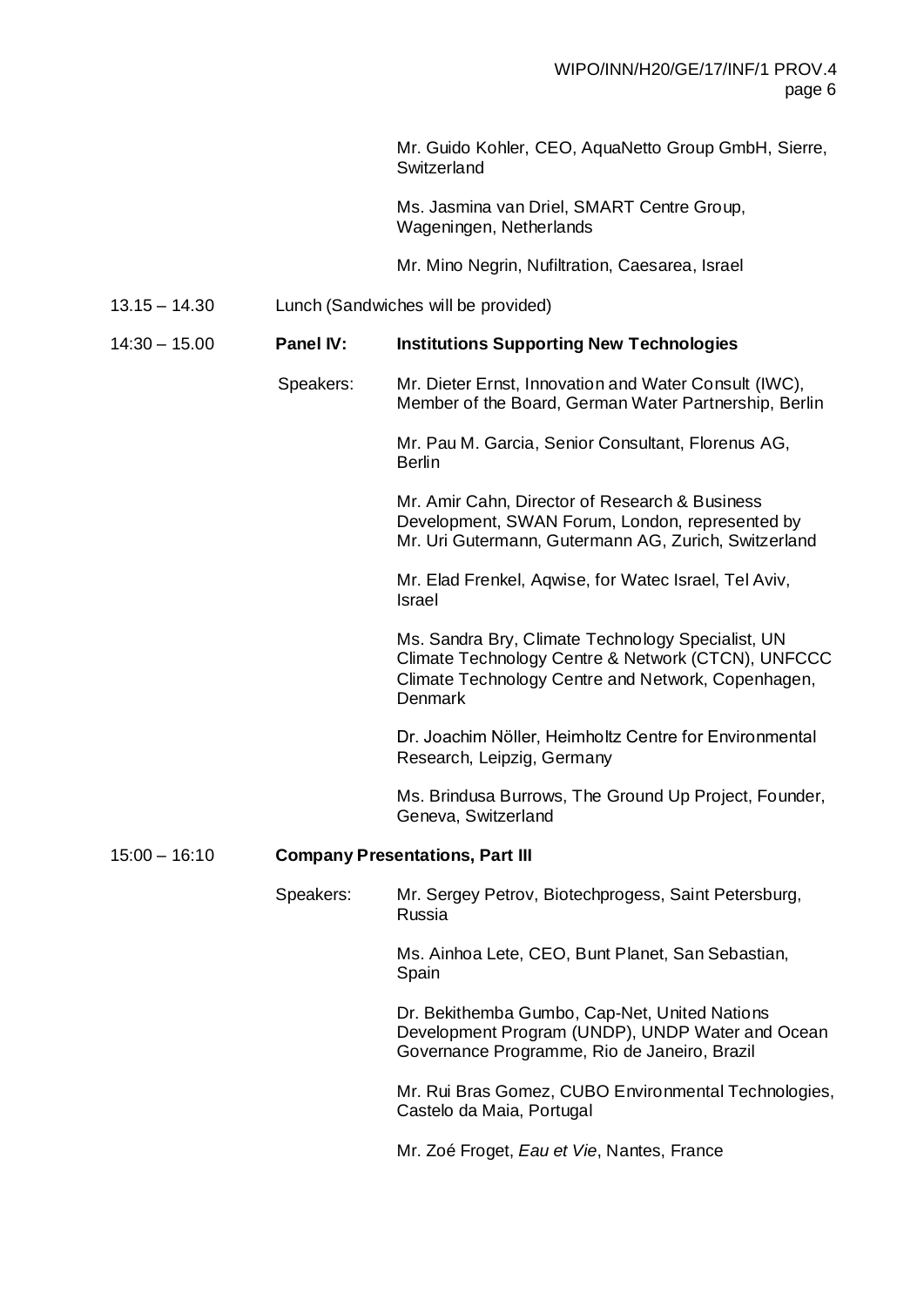Mr. Guido Kohler, CEO, AquaNetto Group GmbH, Sierre, Switzerland

Ms. Jasmina van Driel, SMART Centre Group, Wageningen, Netherlands

Mr. Mino Negrin, Nufiltration, Caesarea, Israel

13.15 – 14.30 Lunch (Sandwiches will be provided)

14:30 – 15.00 **Panel IV: Institutions Supporting New Technologies**

Speakers:

Mr. Dieter Ernst, Innovation and Water Consult (IWC), Member of the Board, German Water Partnership, Berlin

Mr. Pau M. Garcia, Senior Consultant, Florenus AG, Berlin

Mr. Amir Cahn, Director of Research & Business Development, SWAN Forum, London, represented by Mr. Uri Gutermann, Gutermann AG, Zurich, Switzerland

Mr. Elad Frenkel, Aqwise, for Watec Israel, Tel Aviv, Israel

Ms. Sandra Bry, Climate Technology Specialist, UN Climate Technology Centre & Network (CTCN), UNFCCC Climate Technology Centre and Network, Copenhagen, Denmark

Dr. Joachim Nöller, Heimholtz Centre for Environmental Research, Leipzig, Germany

Ms. Brindusa Burrows, The Ground Up Project, Founder, Geneva, Switzerland

15:00 – 16:10 **Company Presentations, Part III**

Speakers:

Mr. Sergey Petrov, Biotechprogess, Saint Petersburg, Russia

Ms. Ainhoa Lete, CEO, Bunt Planet, San Sebastian, Spain

Dr. Bekithemba Gumbo, Cap-Net, United Nations Development Program (UNDP), UNDP Water and Ocean Governance Programme, Rio de Janeiro, Brazil

Mr. Rui Bras Gomez, CUBO Environmental Technologies, Castelo da Maia, Portugal

Mr. Zoé Froget, *Eau et Vie*, Nantes, France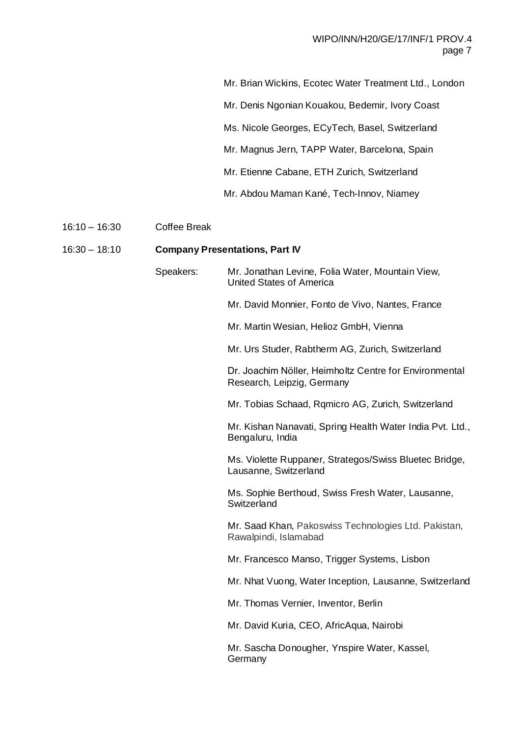Mr. Brian Wickins, Ecotec Water Treatment Ltd., London

Mr. Denis Ngonian Kouakou, Bedemir, Ivory Coast

Ms. Nicole Georges, ECyTech, Basel, Switzerland

Mr. Magnus Jern, TAPP Water, Barcelona, Spain

Mr. Etienne Cabane, ETH Zurich, Switzerland

Mr. Abdou Maman Kané, Tech-Innov, Niamey

16:10 – 16:30 Coffee Break

16:30 – 18:10 **Company Presentations, Part IV**

Speakers:

Mr. Jonathan Levine, Folia Water, Mountain View, United States of America

Mr. David Monnier, Fonto de Vivo, Nantes, France

Mr. Martin Wesian, Helioz GmbH, Vienna

Mr. Urs Studer, Rabtherm AG, Zurich, Switzerland

Dr. Joachim Nöller, Heimholtz Centre for Environmental Research, Leipzig, Germany

Mr. Tobias Schaad, Rqmicro AG, Zurich, Switzerland

Mr. Kishan Nanavati, Spring Health Water India Pvt. Ltd., Bengaluru, India

Ms. Violette Ruppaner, Strategos/Swiss Bluetec Bridge, Lausanne, Switzerland

Ms. Sophie Berthoud, Swiss Fresh Water, Lausanne, Switzerland

Mr. Saad Khan, Pakoswiss Technologies Ltd. Pakistan, Rawalpindi, Islamabad

Mr. Francesco Manso, Trigger Systems, Lisbon

Mr. Nhat Vuong, Water Inception, Lausanne, Switzerland

Mr. Thomas Vernier, Inventor, Berlin

Mr. David Kuria, CEO, AfricAqua, Nairobi

Mr. Sascha Donougher, Ynspire Water, Kassel, Germany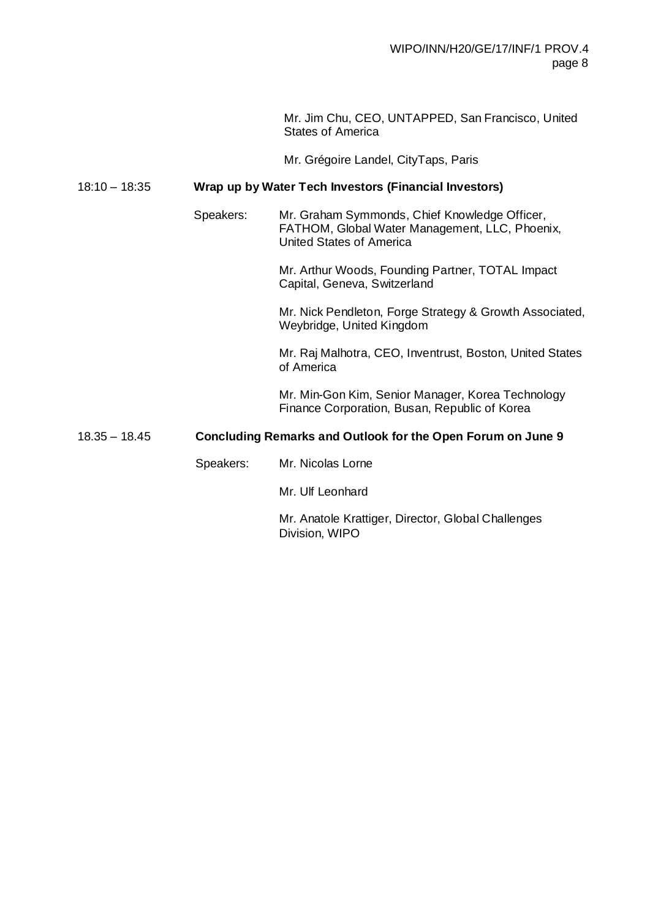Mr. Jim Chu, CEO, UNTAPPED, San Francisco, United States of America

Mr. Grégoire Landel, CityTaps, Paris

18:10 – 18:35 **Wrap up by Water Tech Investors (Financial Investors)**

Speakers: Mr. Graham Symmonds, Chief Knowledge Officer, FATHOM, Global Water Management, LLC, Phoenix, United States of America

Mr. Arthur Woods, Founding Partner, TOTAL Impact Capital, Geneva, Switzerland

Mr. Nick Pendleton, Forge Strategy & Growth Associated, Weybridge, United Kingdom

Mr. Raj Malhotra, CEO, Inventrust, Boston, United States of America

Mr. Min-Gon Kim, Senior Manager, Korea Technology Finance Corporation, Busan, Republic of Korea

18.35 – 18.45 **Concluding Remarks and Outlook for the Open Forum on June 9**

Speakers: Mr. Nicolas Lorne

Mr. Ulf Leonhard

Mr. Anatole Krattiger, Director, Global Challenges Division, WIPO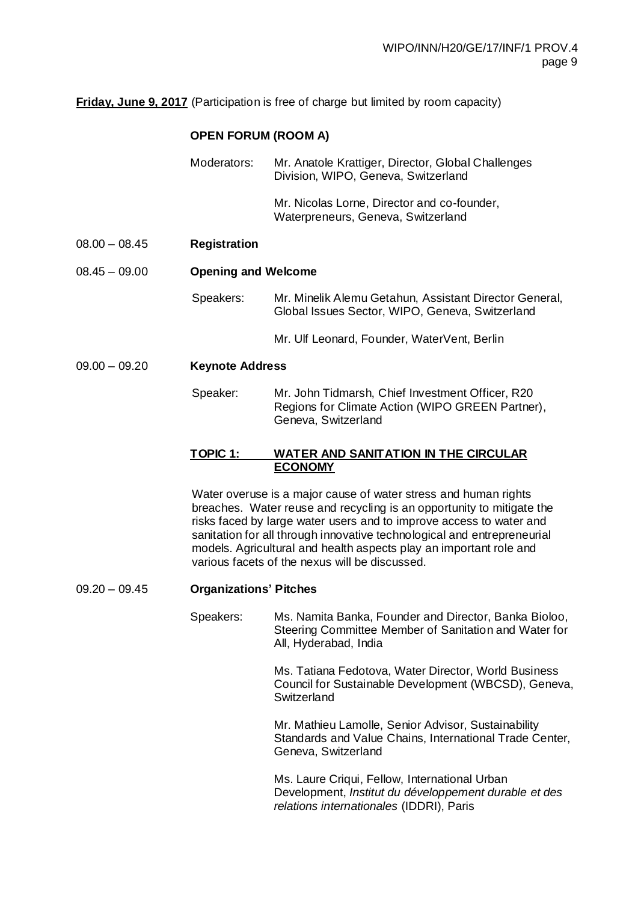**<u>Friday, June 9, 2017</u>** (Participation is free of charge but limited by room capacity)

**OPEN FORUM (ROOM A)**

Moderators: Mr. Anatole Krattiger, Director, Global Challenges Division, WIPO, Geneva, Switzerland

Mr. Nicolas Lorne, Director and co-founder, Waterpreneurs, Geneva, Switzerland

08.00 – 08.45 **Registration**

08.45 – 09.00 **Opening and Welcome**

Speakers: Mr. Minelik Alemu Getahun, Assistant Director General, Global Issues Sector, WIPO, Geneva, Switzerland

Mr. Ulf Leonard, Founder, WaterVent, Berlin

09.00 – 09.20 **Keynote Address**

Speaker: Mr. John Tidmarsh, Chief Investment Officer, R20 Regions for Climate Action (WIPO GREEN Partner), Geneva, Switzerland

**<u>TOPIC 1: WATER AND SANITATION IN THE CIRCULAR ECONOMY</u>**

Water overuse is a major cause of water stress and human rights breaches. Water reuse and recycling is an opportunity to mitigate the risks faced by large water users and to improve access to water and sanitation for all through innovative technological and entrepreneurial models. Agricultural and health aspects play an important role and various facets of the nexus will be discussed.

09.20 – 09.45 **Organizations' Pitches**

Speakers: Ms. Namita Banka, Founder and Director, Banka Bioloo, Steering Committee Member of Sanitation and Water for All, Hyderabad, India

Ms. Tatiana Fedotova, Water Director, World Business Council for Sustainable Development (WBCSD), Geneva, Switzerland

Mr. Mathieu Lamolle, Senior Advisor, Sustainability Standards and Value Chains, International Trade Center, Geneva, Switzerland

Ms. Laure Criqui, Fellow, International Urban Development, *Institut du développement durable et des relations internationales* (IDDRI), Paris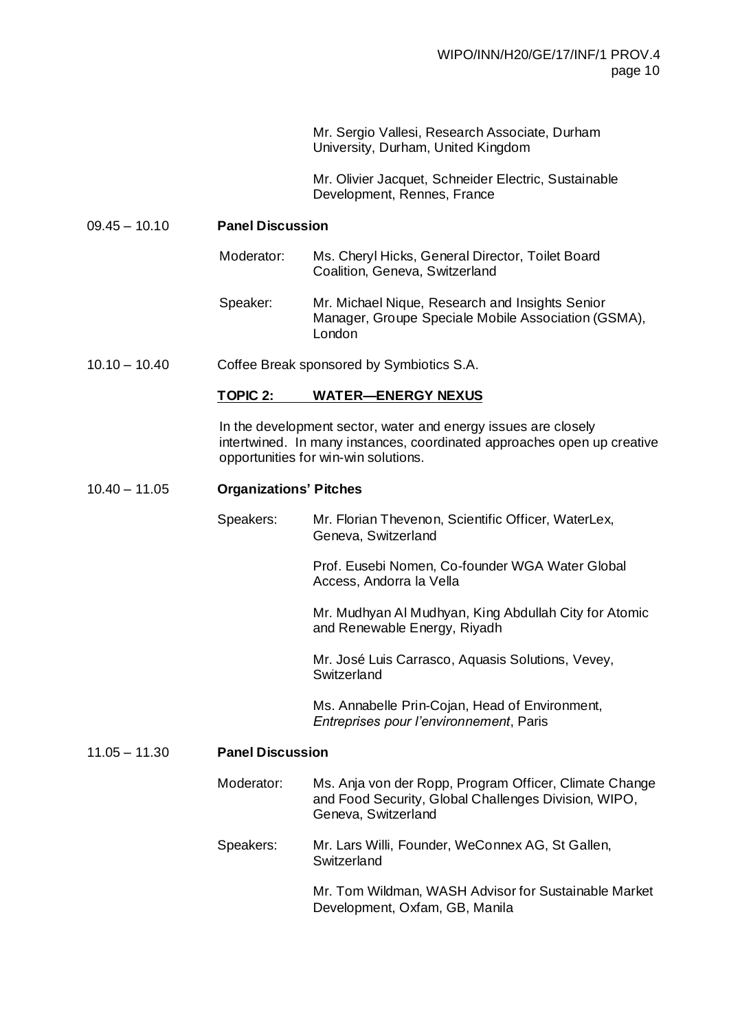Mr. Sergio Vallesi, Research Associate, Durham University, Durham, United Kingdom

Mr. Olivier Jacquet, Schneider Electric, Sustainable Development, Rennes, France

09.45 – 10.10 **Panel Discussion**

Moderator: Ms. Cheryl Hicks, General Director, Toilet Board Coalition, Geneva, Switzerland

Speaker: Mr. Michael Nique, Research and Insights Senior Manager, Groupe Speciale Mobile Association (GSMA), London

10.10 – 10.40 Coffee Break sponsored by Symbiotics S.A.

**TOPIC 2: WATER—ENERGY NEXUS**

In the development sector, water and energy issues are closely intertwined. In many instances, coordinated approaches open up creative opportunities for win-win solutions.

10.40 – 11.05 **Organizations' Pitches**

Speakers: Mr. Florian Thevenon, Scientific Officer, WaterLex, Geneva, Switzerland

Prof. Eusebi Nomen, Co-founder WGA Water Global Access, Andorra la Vella

Mr. Mudhyan Al Mudhyan, King Abdullah City for Atomic and Renewable Energy, Riyadh

Mr. José Luis Carrasco, Aquasis Solutions, Vevey, Switzerland

Ms. Annabelle Prin-Cojan, Head of Environment, *Entreprises pour l'environnement*, Paris

11.05 – 11.30 **Panel Discussion**

Moderator: Ms. Anja von der Ropp, Program Officer, Climate Change and Food Security, Global Challenges Division, WIPO, Geneva, Switzerland

Speakers: Mr. Lars Willi, Founder, WeConnex AG, St Gallen, Switzerland

Mr. Tom Wildman, WASH Advisor for Sustainable Market Development, Oxfam, GB, Manila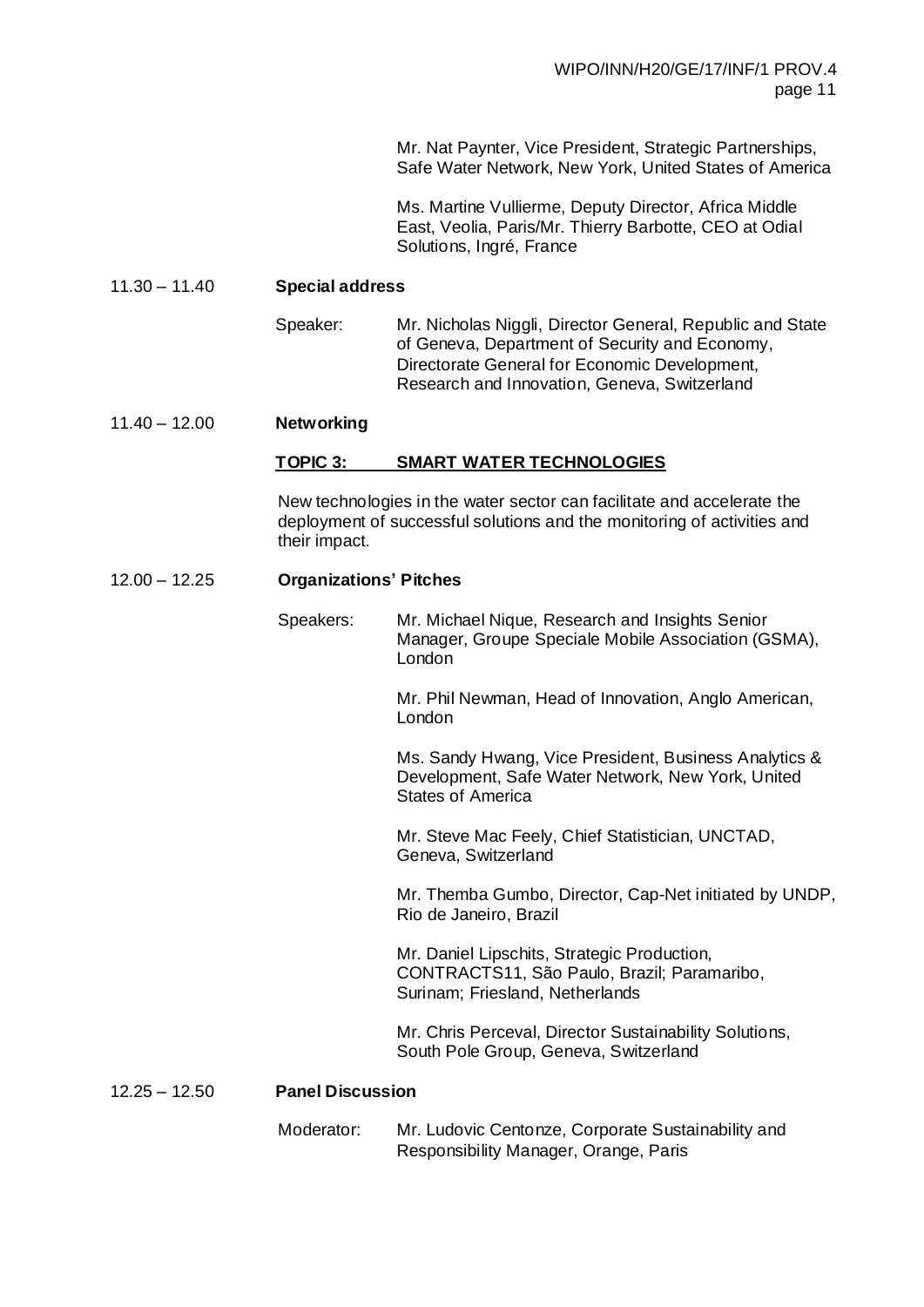Mr. Nat Paynter, Vice President, Strategic Partnerships, Safe Water Network, New York, United States of America

Ms. Martine Vullierme, Deputy Director, Africa Middle East, Veolia, Paris/Mr. Thierry Barbotte, CEO at Odial Solutions, Ingré, France

11.30 – 11.40 **Special address**

Speaker: Mr. Nicholas Niggli, Director General, Republic and State of Geneva, Department of Security and Economy, Directorate General for Economic Development, Research and Innovation, Geneva, Switzerland

11.40 – 12.00 **Networking**

**TOPIC 3: SMART WATER TECHNOLOGIES**

New technologies in the water sector can facilitate and accelerate the deployment of successful solutions and the monitoring of activities and their impact.

12.00 – 12.25 **Organizations' Pitches**

Speakers: Mr. Michael Nique, Research and Insights Senior Manager, Groupe Speciale Mobile Association (GSMA), London

Mr. Phil Newman, Head of Innovation, Anglo American, London

Ms. Sandy Hwang, Vice President, Business Analytics & Development, Safe Water Network, New York, United States of America

Mr. Steve Mac Feely, Chief Statistician, UNCTAD, Geneva, Switzerland

Mr. Themba Gumbo, Director, Cap-Net initiated by UNDP, Rio de Janeiro, Brazil

Mr. Daniel Lipschits, Strategic Production, CONTRACTS11, São Paulo, Brazil; Paramaribo, Surinam; Friesland, Netherlands

Mr. Chris Perceval, Director Sustainability Solutions, South Pole Group, Geneva, Switzerland

12.25 – 12.50 **Panel Discussion**

Moderator: Mr. Ludovic Centonze, Corporate Sustainability and Responsibility Manager, Orange, Paris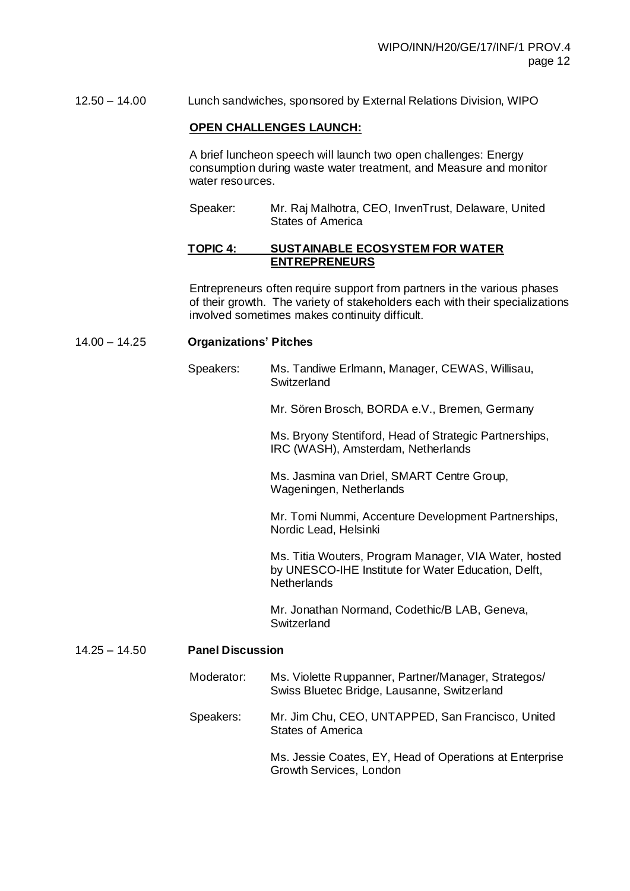12.50 – 14.00 Lunch sandwiches, sponsored by External Relations Division, WIPO

**OPEN CHALLENGES LAUNCH:**

A brief luncheon speech will launch two open challenges: Energy consumption during waste water treatment, and Measure and monitor water resources.

Speaker: Mr. Raj Malhotra, CEO, InvenTrust, Delaware, United States of America

**TOPIC 4: SUSTAINABLE ECOSYSTEM FOR WATER ENTREPRENEURS**

Entrepreneurs often require support from partners in the various phases of their growth. The variety of stakeholders each with their specializations involved sometimes makes continuity difficult.

14.00 – 14.25 **Organizations' Pitches**

Speakers: Ms. Tandiwe Erlmann, Manager, CEWAS, Willisau, Switzerland

Mr. Sören Brosch, BORDA e.V., Bremen, Germany

Ms. Bryony Stentiford, Head of Strategic Partnerships, IRC (WASH), Amsterdam, Netherlands

Ms. Jasmina van Driel, SMART Centre Group, Wageningen, Netherlands

Mr. Tomi Nummi, Accenture Development Partnerships, Nordic Lead, Helsinki

Ms. Titia Wouters, Program Manager, VIA Water, hosted by UNESCO-IHE Institute for Water Education, Delft, Netherlands

Mr. Jonathan Normand, Codethic/B LAB, Geneva, Switzerland

14.25 – 14.50 **Panel Discussion**

Moderator: Ms. Violette Ruppanner, Partner/Manager, Strategos/ Swiss Bluetec Bridge, Lausanne, Switzerland

Speakers: Mr. Jim Chu, CEO, UNTAPPED, San Francisco, United States of America

Ms. Jessie Coates, EY, Head of Operations at Enterprise Growth Services, London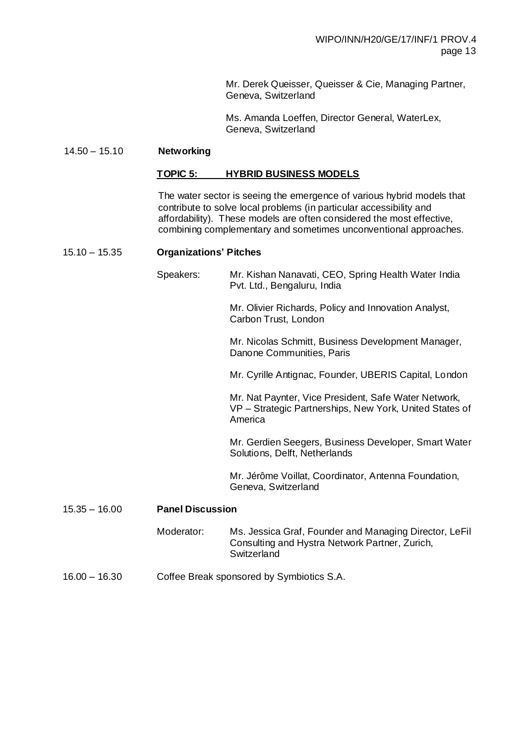Mr. Derek Queisser, Queisser & Cie, Managing Partner, Geneva, Switzerland

Ms. Amanda Loeffen, Director General, WaterLex, Geneva, Switzerland

14.50 – 15.10 **Networking**

**TOPIC 5: HYBRID BUSINESS MODELS**

The water sector is seeing the emergence of various hybrid models that contribute to solve local problems (in particular accessibility and affordability). These models are often considered the most effective, combining complementary and sometimes unconventional approaches.

15.10 – 15.35 **Organizations' Pitches**

Speakers:

Mr. Kishan Nanavati, CEO, Spring Health Water India Pvt. Ltd., Bengaluru, India

Mr. Olivier Richards, Policy and Innovation Analyst, Carbon Trust, London

Mr. Nicolas Schmitt, Business Development Manager, Danone Communities, Paris

Mr. Cyrille Antignac, Founder, UBERIS Capital, London

Mr. Nat Paynter, Vice President, Safe Water Network, VP – Strategic Partnerships, New York, United States of America

Mr. Gerdien Seegers, Business Developer, Smart Water Solutions, Delft, Netherlands

Mr. Jérôme Voillat, Coordinator, Antenna Foundation, Geneva, Switzerland

15.35 – 16.00 **Panel Discussion**

Moderator: Ms. Jessica Graf, Founder and Managing Director, LeFil Consulting and Hystra Network Partner, Zurich, Switzerland

16.00 – 16.30 Coffee Break sponsored by Symbiotics S.A.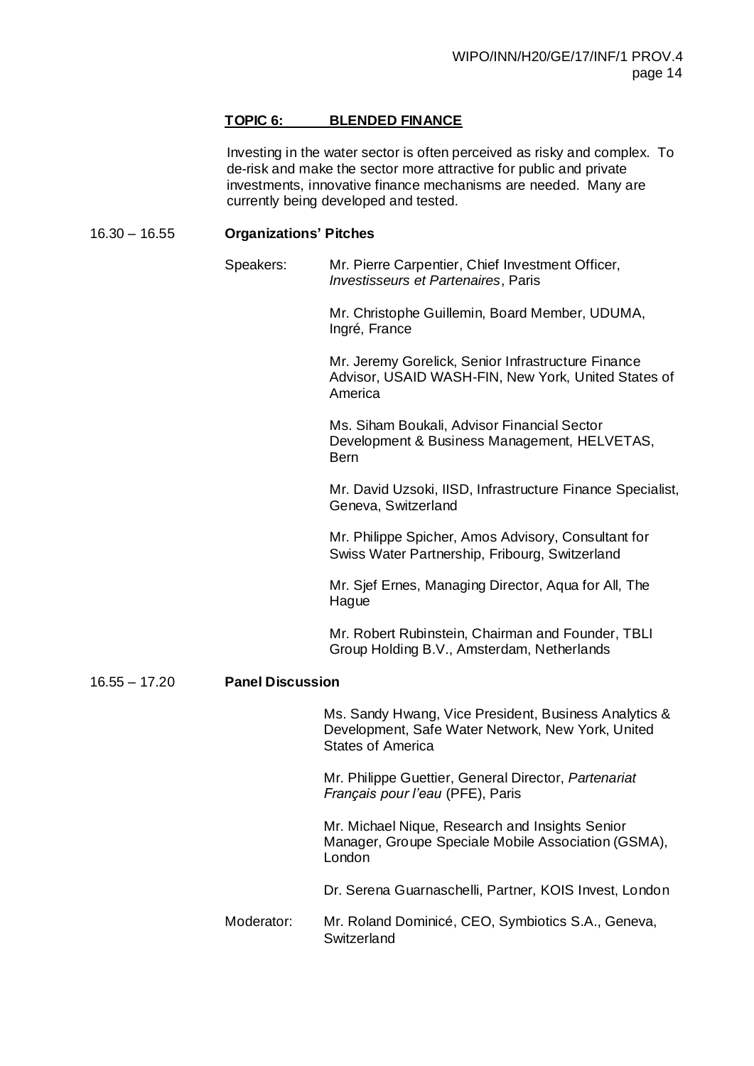**TOPIC 6: BLENDED FINANCE**

Investing in the water sector is often perceived as risky and complex. To de-risk and make the sector more attractive for public and private investments, innovative finance mechanisms are needed. Many are currently being developed and tested.

16.30 – 16.55 **Organizations' Pitches**

Speakers:

Mr. Pierre Carpentier, Chief Investment Officer, *Investisseurs et Partenaires*, Paris

Mr. Christophe Guillemin, Board Member, UDUMA, Ingré, France

Mr. Jeremy Gorelick, Senior Infrastructure Finance Advisor, USAID WASH-FIN, New York, United States of America

Ms. Siham Boukali, Advisor Financial Sector Development & Business Management, HELVETAS, Bern

Mr. David Uzsoki, IISD, Infrastructure Finance Specialist, Geneva, Switzerland

Mr. Philippe Spicher, Amos Advisory, Consultant for Swiss Water Partnership, Fribourg, Switzerland

Mr. Sjef Ernes, Managing Director, Aqua for All, The Hague

Mr. Robert Rubinstein, Chairman and Founder, TBLI Group Holding B.V., Amsterdam, Netherlands

16.55 – 17.20 **Panel Discussion**

Ms. Sandy Hwang, Vice President, Business Analytics & Development, Safe Water Network, New York, United States of America

Mr. Philippe Guettier, General Director, *Partenariat Français pour l'eau* (PFE), Paris

Mr. Michael Nique, Research and Insights Senior Manager, Groupe Speciale Mobile Association (GSMA), London

Dr. Serena Guarnaschelli, Partner, KOIS Invest, London

Moderator: Mr. Roland Dominicé, CEO, Symbiotics S.A., Geneva, Switzerland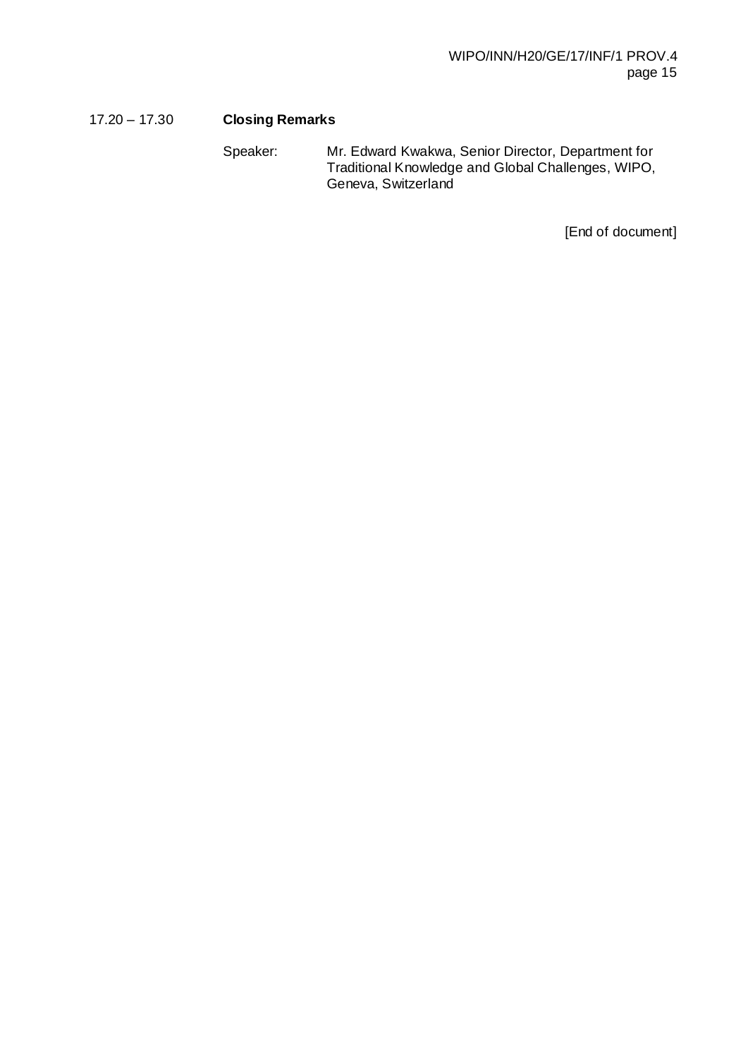17.20 – 17.30 **Closing Remarks**

Speaker: Mr. Edward Kwakwa, Senior Director, Department for Traditional Knowledge and Global Challenges, WIPO, Geneva, Switzerland

[End of document]